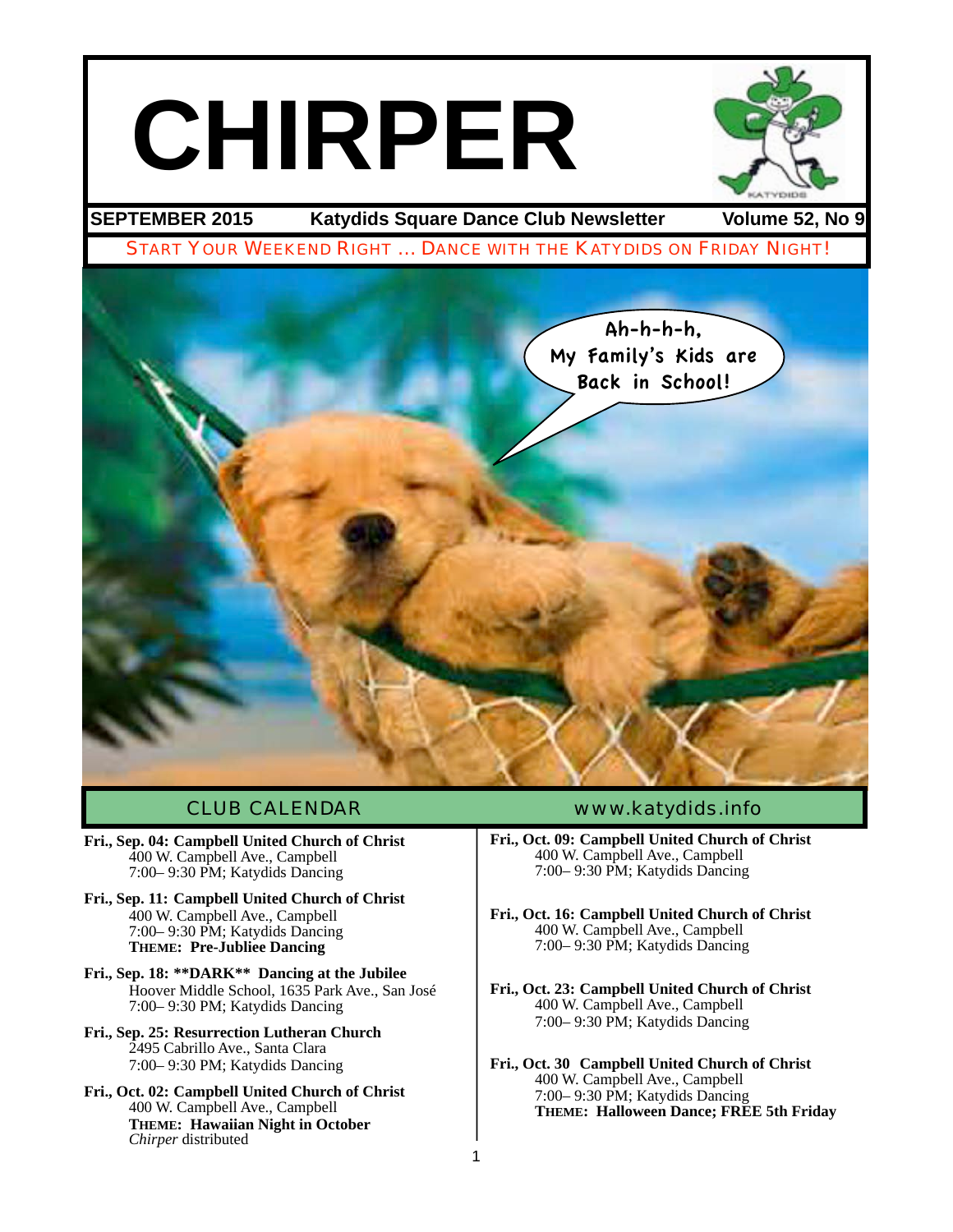# CHIRPER

**SEPTEMBER 2015** **Katydids Square Dance Club Newsletter** **Volume 52, No 9**

START YOUR WEEKEND RIGHT … DANCE WITH THE KATYDIDS ON FRIDAY NIGHT!

Ah-h-h-h, My Family's Kids are Back in School!

## CLUB CALENDAR

www.katydids.info

**Fri., Sep. 04: Campbell United Church of Christ**
400 W. Campbell Ave., Campbell
7:00– 9:30 PM; Katydids Dancing

**Fri., Sep. 11: Campbell United Church of Christ**
400 W. Campbell Ave., Campbell
7:00– 9:30 PM; Katydids Dancing
**THEME: Pre-Jubliee Dancing**

**Fri., Sep. 18: \*\*DARK\*\* Dancing at the Jubilee**
Hoover Middle School, 1635 Park Ave., San José
7:00– 9:30 PM; Katydids Dancing

**Fri., Sep. 25: Resurrection Lutheran Church**
2495 Cabrillo Ave., Santa Clara
7:00– 9:30 PM; Katydids Dancing

**Fri., Oct. 02: Campbell United Church of Christ**
400 W. Campbell Ave., Campbell
**THEME: Hawaiian Night in October**
*Chirper* distributed

**Fri., Oct. 09: Campbell United Church of Christ**
400 W. Campbell Ave., Campbell
7:00– 9:30 PM; Katydids Dancing

**Fri., Oct. 16: Campbell United Church of Christ**
400 W. Campbell Ave., Campbell
7:00– 9:30 PM; Katydids Dancing

**Fri., Oct. 23: Campbell United Church of Christ**
400 W. Campbell Ave., Campbell
7:00– 9:30 PM; Katydids Dancing

**Fri., Oct. 30 Campbell United Church of Christ**
400 W. Campbell Ave., Campbell
7:00– 9:30 PM; Katydids Dancing
**THEME: Halloween Dance; FREE 5th Friday**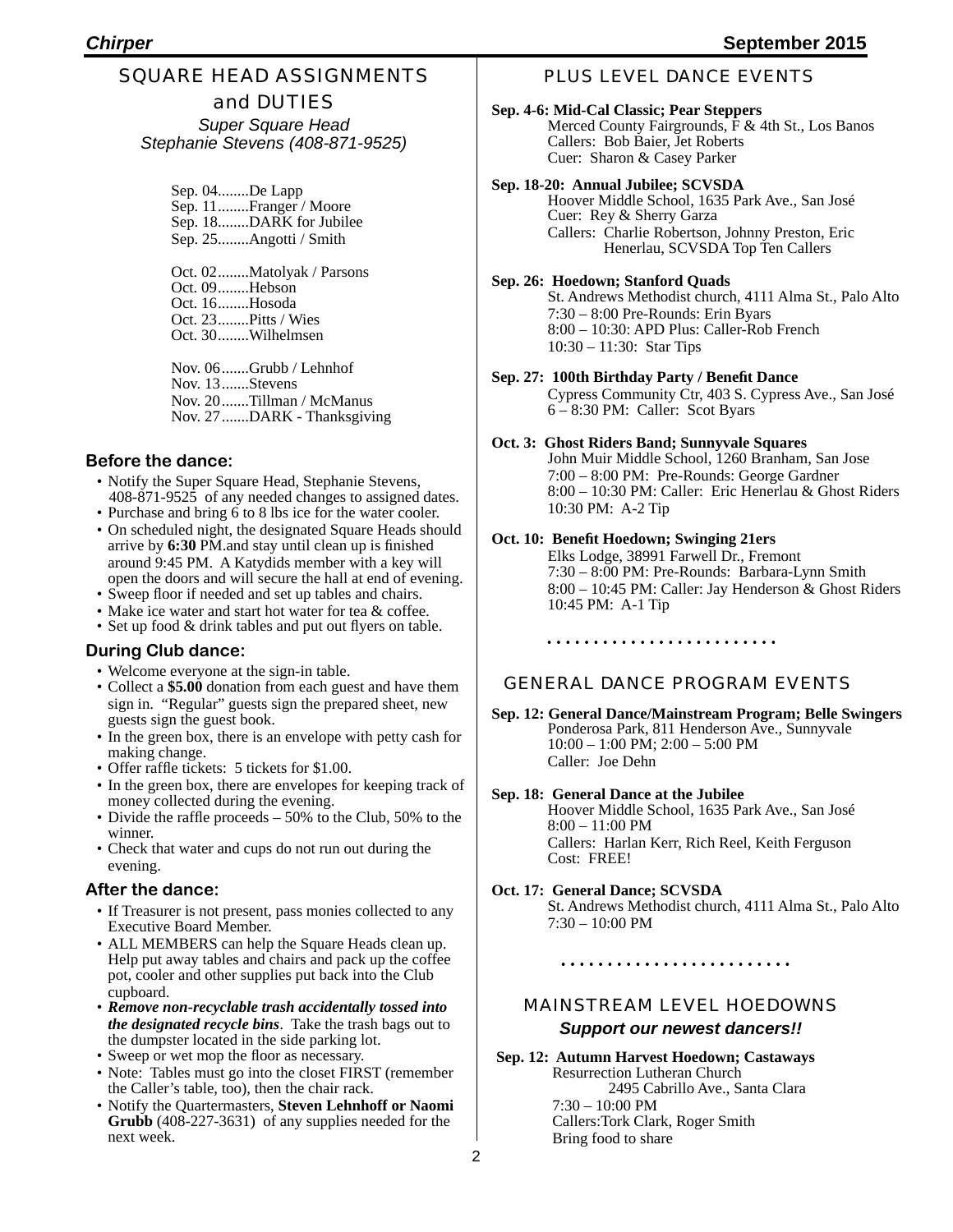## SQUARE HEAD ASSIGNMENTS and DUTIES

*Super Square Head*
*Stephanie Stevens (408-871-9525)*

Sep. 04........De Lapp
Sep. 11........Franger / Moore
Sep. 18........DARK for Jubilee
Sep. 25........Angotti / Smith

Oct. 02........Matolyak / Parsons
Oct. 09........Hebson
Oct. 16........Hosoda
Oct. 23........Pitts / Wies
Oct. 30........Wilhelmsen

Nov. 06.......Grubb / Lehnhof
Nov. 13.......Stevens
Nov. 20.......Tillman / McManus
Nov. 27.......DARK - Thanksgiving

### Before the dance:

- Notify the Super Square Head, Stephanie Stevens, 408-871-9525 of any needed changes to assigned dates.
- Purchase and bring 6 to 8 lbs ice for the water cooler.
- On scheduled night, the designated Square Heads should arrive by **6:30** PM.and stay until clean up is finished around 9:45 PM. A Katydids member with a key will open the doors and will secure the hall at end of evening.
- Sweep floor if needed and set up tables and chairs.
- Make ice water and start hot water for tea & coffee.
- Set up food & drink tables and put out flyers on table.

### During Club dance:

- Welcome everyone at the sign-in table.
- Collect a **$5.00** donation from each guest and have them sign in. "Regular" guests sign the prepared sheet, new guests sign the guest book.
- In the green box, there is an envelope with petty cash for making change.
- Offer raffle tickets: 5 tickets for $1.00.
- In the green box, there are envelopes for keeping track of money collected during the evening.
- Divide the raffle proceeds – 50% to the Club, 50% to the winner.
- Check that water and cups do not run out during the evening.

### After the dance:

- If Treasurer is not present, pass monies collected to any Executive Board Member.
- ALL MEMBERS can help the Square Heads clean up. Help put away tables and chairs and pack up the coffee pot, cooler and other supplies put back into the Club cupboard.
- ***Remove non-recyclable trash accidentally tossed into the designated recycle bins***. Take the trash bags out to the dumpster located in the side parking lot.
- Sweep or wet mop the floor as necessary.
- Note: Tables must go into the closet FIRST (remember the Caller's table, too), then the chair rack.
- Notify the Quartermasters, **Steven Lehnhoff or Naomi Grubb** (408-227-3631) of any supplies needed for the next week.

## PLUS LEVEL DANCE EVENTS

**Sep. 4-6: Mid-Cal Classic; Pear Steppers**
Merced County Fairgrounds, F & 4th St., Los Banos
Callers: Bob Baier, Jet Roberts
Cuer: Sharon & Casey Parker

**Sep. 18-20: Annual Jubilee; SCVSDA**
Hoover Middle School, 1635 Park Ave., San José
Cuer: Rey & Sherry Garza
Callers: Charlie Robertson, Johnny Preston, Eric Henerlau, SCVSDA Top Ten Callers

**Sep. 26: Hoedown; Stanford Quads**
St. Andrews Methodist church, 4111 Alma St., Palo Alto
7:30 – 8:00 Pre-Rounds: Erin Byars
8:00 – 10:30: APD Plus: Caller-Rob French
10:30 – 11:30: Star Tips

**Sep. 27: 100th Birthday Party / Benefit Dance**
Cypress Community Ctr, 403 S. Cypress Ave., San José
6 – 8:30 PM: Caller: Scot Byars

**Oct. 3: Ghost Riders Band; Sunnyvale Squares**
John Muir Middle School, 1260 Branham, San Jose
7:00 – 8:00 PM: Pre-Rounds: George Gardner
8:00 – 10:30 PM: Caller: Eric Henerlau & Ghost Riders
10:30 PM: A-2 Tip

**Oct. 10: Benefit Hoedown; Swinging 21ers**
Elks Lodge, 38991 Farwell Dr., Fremont
7:30 – 8:00 PM: Pre-Rounds: Barbara-Lynn Smith
8:00 – 10:45 PM: Caller: Jay Henderson & Ghost Riders
10:45 PM: A-1 Tip

## GENERAL DANCE PROGRAM EVENTS

**Sep. 12: General Dance/Mainstream Program; Belle Swingers**
Ponderosa Park, 811 Henderson Ave., Sunnyvale
10:00 – 1:00 PM; 2:00 – 5:00 PM
Caller: Joe Dehn

**Sep. 18: General Dance at the Jubilee**
Hoover Middle School, 1635 Park Ave., San José
8:00 – 11:00 PM
Callers: Harlan Kerr, Rich Reel, Keith Ferguson
Cost: FREE!

**Oct. 17: General Dance; SCVSDA**
St. Andrews Methodist church, 4111 Alma St., Palo Alto
7:30 – 10:00 PM

## MAINSTREAM LEVEL HOEDOWNS

***Support our newest dancers!!***

**Sep. 12: Autumn Harvest Hoedown; Castaways**
Resurrection Lutheran Church
2495 Cabrillo Ave., Santa Clara
7:30 – 10:00 PM
Callers:Tork Clark, Roger Smith
Bring food to share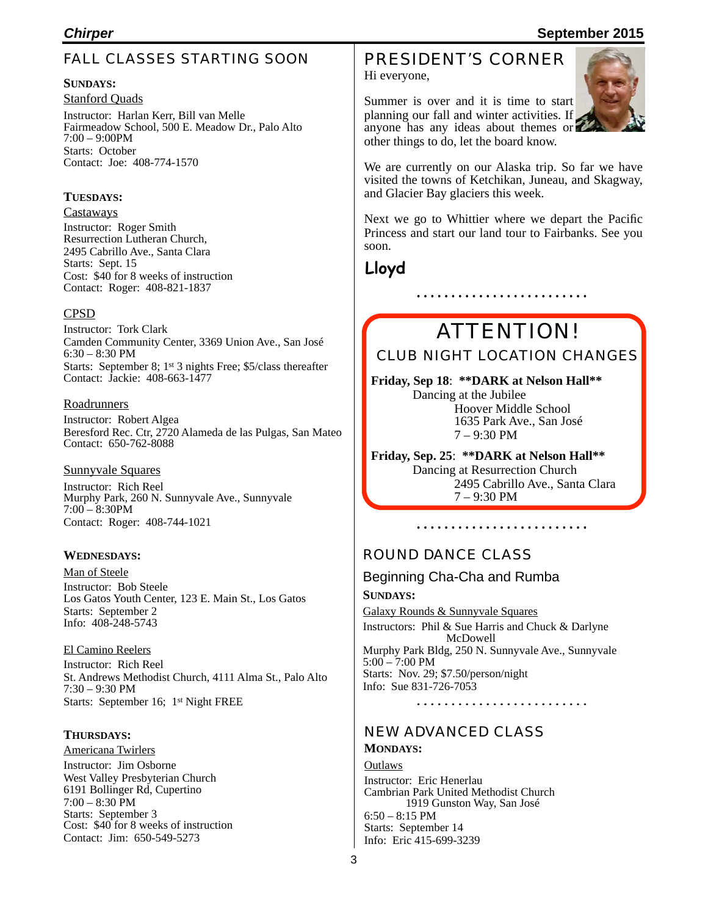## FALL CLASSES STARTING SOON

**SUNDAYS:**

Stanford Quads

Instructor: Harlan Kerr, Bill van Melle
Fairmeadow School, 500 E. Meadow Dr., Palo Alto
7:00 – 9:00PM
Starts: October
Contact: Joe: 408-774-1570

**TUESDAYS:**

Castaways

Instructor: Roger Smith
Resurrection Lutheran Church,
2495 Cabrillo Ave., Santa Clara
Starts: Sept. 15
Cost: $40 for 8 weeks of instruction
Contact: Roger: 408-821-1837

CPSD

Instructor: Tork Clark
Camden Community Center, 3369 Union Ave., San José
6:30 – 8:30 PM
Starts: September 8; 1st 3 nights Free; $5/class thereafter
Contact: Jackie: 408-663-1477

Roadrunners

Instructor: Robert Algea
Beresford Rec. Ctr, 2720 Alameda de las Pulgas, San Mateo
Contact: 650-762-8088

Sunnyvale Squares

Instructor: Rich Reel
Murphy Park, 260 N. Sunnyvale Ave., Sunnyvale
7:00 – 8:30PM
Contact: Roger: 408-744-1021

**WEDNESDAYS:**

Man of Steele

Instructor: Bob Steele
Los Gatos Youth Center, 123 E. Main St., Los Gatos
Starts: September 2
Info: 408-248-5743

El Camino Reelers

Instructor: Rich Reel
St. Andrews Methodist Church, 4111 Alma St., Palo Alto
7:30 – 9:30 PM
Starts: September 16; 1st Night FREE

**THURSDAYS:**

Americana Twirlers

Instructor: Jim Osborne
West Valley Presbyterian Church
6191 Bollinger Rd, Cupertino
7:00 – 8:30 PM
Starts: September 3
Cost: $40 for 8 weeks of instruction
Contact: Jim: 650-549-5273

## PRESIDENT'S CORNER

Hi everyone,

Summer is over and it is time to start planning our fall and winter activities. If anyone has any ideas about themes or other things to do, let the board know.

We are currently on our Alaska trip. So far we have visited the towns of Ketchikan, Juneau, and Skagway, and Glacier Bay glaciers this week.

Next we go to Whittier where we depart the Pacific Princess and start our land tour to Fairbanks. See you soon.

**Lloyd**

## ATTENTION!

### CLUB NIGHT LOCATION CHANGES

**Friday, Sep 18**: **\*\*DARK at Nelson Hall\*\***
Dancing at the Jubilee
Hoover Middle School
1635 Park Ave., San José
7 – 9:30 PM

**Friday, Sep. 25**: **\*\*DARK at Nelson Hall\*\***
Dancing at Resurrection Church
2495 Cabrillo Ave., Santa Clara
7 – 9:30 PM

## ROUND DANCE CLASS

### Beginning Cha-Cha and Rumba

**SUNDAYS:**

Galaxy Rounds & Sunnyvale Squares

Instructors: Phil & Sue Harris and Chuck & Darlyne McDowell
Murphy Park Bldg, 250 N. Sunnyvale Ave., Sunnyvale
5:00 – 7:00 PM
Starts: Nov. 29; $7.50/person/night
Info: Sue 831-726-7053

## NEW ADVANCED CLASS

**MONDAYS:**

Outlaws

Instructor: Eric Henerlau
Cambrian Park United Methodist Church
1919 Gunston Way, San José
6:50 – 8:15 PM
Starts: September 14
Info: Eric 415-699-3239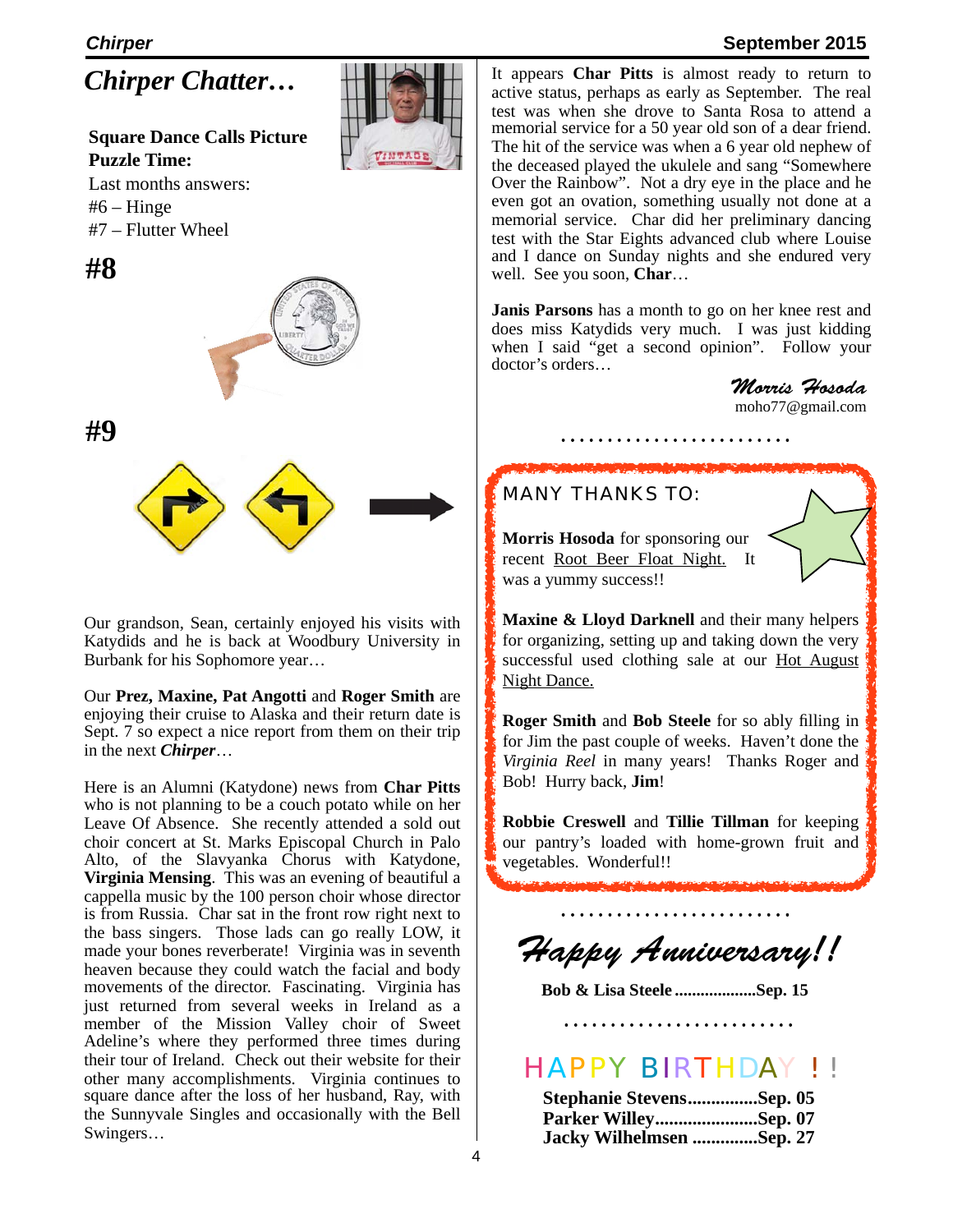# *Chirper Chatter…*

**Square Dance Calls Picture Puzzle Time:**

Last months answers:
#6 – Hinge
#7 – Flutter Wheel

## #8

## #9

Our grandson, Sean, certainly enjoyed his visits with Katydids and he is back at Woodbury University in Burbank for his Sophomore year…

Our **Prez, Maxine, Pat Angotti** and **Roger Smith** are enjoying their cruise to Alaska and their return date is Sept. 7 so expect a nice report from them on their trip in the next ***Chirper***…

Here is an Alumni (Katydone) news from **Char Pitts** who is not planning to be a couch potato while on her Leave Of Absence. She recently attended a sold out choir concert at St. Marks Episcopal Church in Palo Alto, of the Slavyanka Chorus with Katydone, **Virginia Mensing**. This was an evening of beautiful a cappella music by the 100 person choir whose director is from Russia. Char sat in the front row right next to the bass singers. Those lads can go really LOW, it made your bones reverberate! Virginia was in seventh heaven because they could watch the facial and body movements of the director. Fascinating. Virginia has just returned from several weeks in Ireland as a member of the Mission Valley choir of Sweet Adeline's where they performed three times during their tour of Ireland. Check out their website for their other many accomplishments. Virginia continues to square dance after the loss of her husband, Ray, with the Sunnyvale Singles and occasionally with the Bell Swingers…

It appears **Char Pitts** is almost ready to return to active status, perhaps as early as September. The real test was when she drove to Santa Rosa to attend a memorial service for a 50 year old son of a dear friend. The hit of the service was when a 6 year old nephew of the deceased played the ukulele and sang "Somewhere Over the Rainbow". Not a dry eye in the place and he even got an ovation, something usually not done at a memorial service. Char did her preliminary dancing test with the Star Eights advanced club where Louise and I dance on Sunday nights and she endured very well. See you soon, **Char**…

**Janis Parsons** has a month to go on her knee rest and does miss Katydids very much. I was just kidding when I said "get a second opinion". Follow your doctor's orders…

*Morris Hosoda*
moho77@gmail.com

. . . . . . . . . . . . . . . . . . . . . . . . .

## MANY THANKS TO:

**Morris Hosoda** for sponsoring our recent Root Beer Float Night. It was a yummy success!!

**Maxine & Lloyd Darknell** and their many helpers for organizing, setting up and taking down the very successful used clothing sale at our Hot August Night Dance.

**Roger Smith** and **Bob Steele** for so ably filling in for Jim the past couple of weeks. Haven't done the *Virginia Reel* in many years! Thanks Roger and Bob! Hurry back, **Jim**!

**Robbie Creswell** and **Tillie Tillman** for keeping our pantry's loaded with home-grown fruit and vegetables. Wonderful!!

. . . . . . . . . . . . . . . . . . . . . . . . .

## *Happy Anniversary!!*

**Bob & Lisa Steele ..................Sep. 15**

. . . . . . . . . . . . . . . . . . . . . . . . .

## HAPPY BIRTHDAY !!

**Stephanie Stevens...............Sep. 05**
**Parker Willey.....................Sep. 07**
**Jacky Wilhelmsen .............Sep. 27**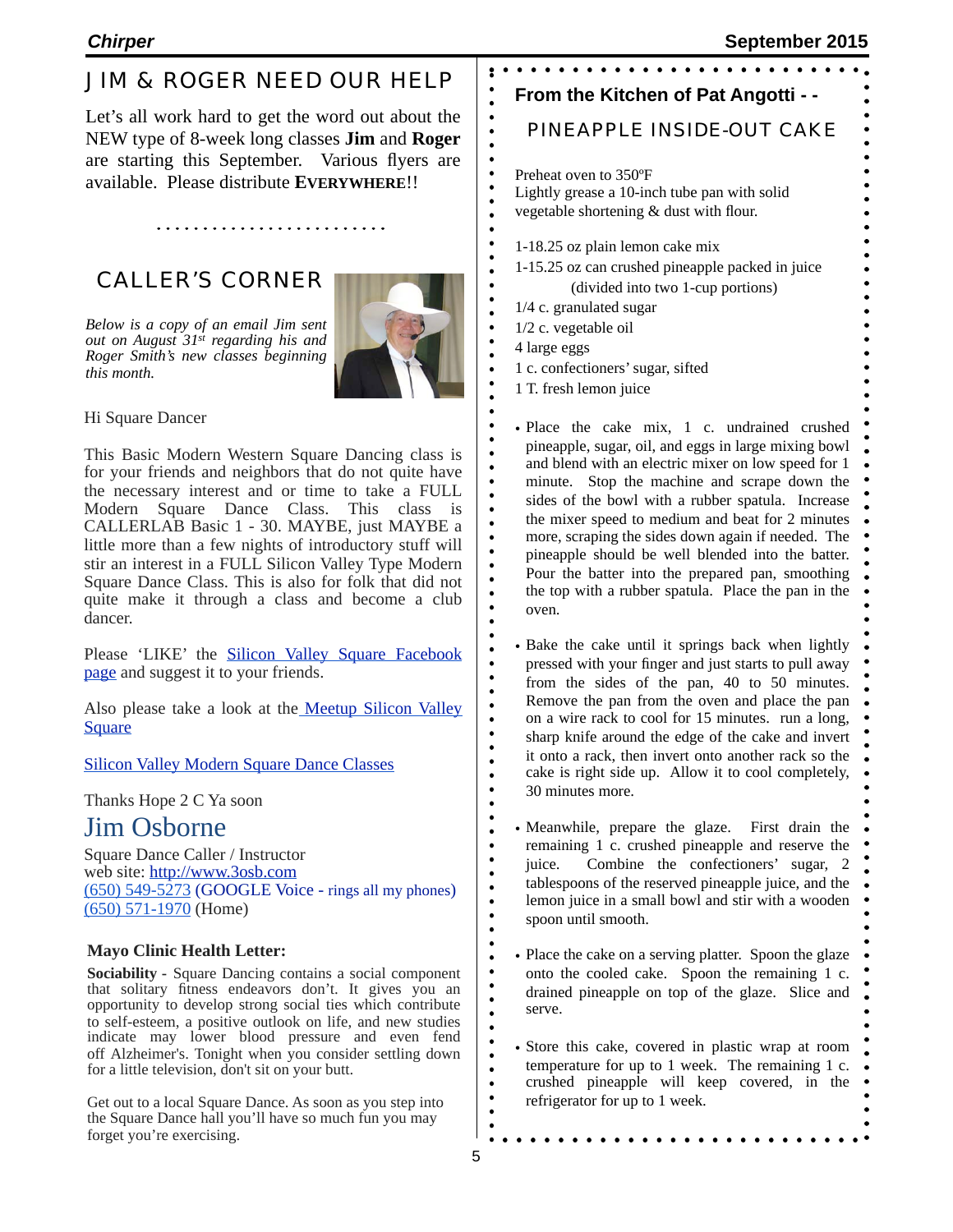## JIM & ROGER NEED OUR HELP

Let's all work hard to get the word out about the NEW type of 8-week long classes **Jim** and **Roger** are starting this September. Various flyers are available. Please distribute **EVERYWHERE**!!

## CALLER'S CORNER

*Below is a copy of an email Jim sent out on August 31st regarding his and Roger Smith's new classes beginning this month.*

Hi Square Dancer

This Basic Modern Western Square Dancing class is for your friends and neighbors that do not quite have the necessary interest and or time to take a FULL Modern Square Dance Class. This class is CALLERLAB Basic 1 - 30. MAYBE, just MAYBE a little more than a few nights of introductory stuff will stir an interest in a FULL Silicon Valley Type Modern Square Dance Class. This is also for folk that did not quite make it through a class and become a club dancer.

Please 'LIKE' the Silicon Valley Square Facebook page and suggest it to your friends.

Also please take a look at the Meetup Silicon Valley Square

Silicon Valley Modern Square Dance Classes

Thanks Hope 2 C Ya soon

Jim Osborne

Square Dance Caller / Instructor
web site: http://www.3osb.com
(650) 549-5273 (GOOGLE Voice - rings all my phones)
(650) 571-1970 (Home)

**Mayo Clinic Health Letter:**

**Sociability** - Square Dancing contains a social component that solitary fitness endeavors don't. It gives you an opportunity to develop strong social ties which contribute to self-esteem, a positive outlook on life, and new studies indicate may lower blood pressure and even fend off Alzheimer's. Tonight when you consider settling down for a little television, don't sit on your butt.

Get out to a local Square Dance. As soon as you step into the Square Dance hall you'll have so much fun you may forget you're exercising.

## From the Kitchen of Pat Angotti - -

### PINEAPPLE INSIDE-OUT CAKE

Preheat oven to 350ºF
Lightly grease a 10-inch tube pan with solid vegetable shortening & dust with flour.

1-18.25 oz plain lemon cake mix
1-15.25 oz can crushed pineapple packed in juice (divided into two 1-cup portions)
1/4 c. granulated sugar
1/2 c. vegetable oil
4 large eggs
1 c. confectioners' sugar, sifted
1 T. fresh lemon juice

- Place the cake mix, 1 c. undrained crushed pineapple, sugar, oil, and eggs in large mixing bowl and blend with an electric mixer on low speed for 1 minute. Stop the machine and scrape down the sides of the bowl with a rubber spatula. Increase the mixer speed to medium and beat for 2 minutes more, scraping the sides down again if needed. The pineapple should be well blended into the batter. Pour the batter into the prepared pan, smoothing the top with a rubber spatula. Place the pan in the oven.

- Bake the cake until it springs back when lightly pressed with your finger and just starts to pull away from the sides of the pan, 40 to 50 minutes. Remove the pan from the oven and place the pan on a wire rack to cool for 15 minutes. run a long, sharp knife around the edge of the cake and invert it onto a rack, then invert onto another rack so the cake is right side up. Allow it to cool completely, 30 minutes more.

- Meanwhile, prepare the glaze. First drain the remaining 1 c. crushed pineapple and reserve the juice. Combine the confectioners' sugar, 2 tablespoons of the reserved pineapple juice, and the lemon juice in a small bowl and stir with a wooden spoon until smooth.

- Place the cake on a serving platter. Spoon the glaze onto the cooled cake. Spoon the remaining 1 c. drained pineapple on top of the glaze. Slice and serve.

- Store this cake, covered in plastic wrap at room temperature for up to 1 week. The remaining 1 c. crushed pineapple will keep covered, in the refrigerator for up to 1 week.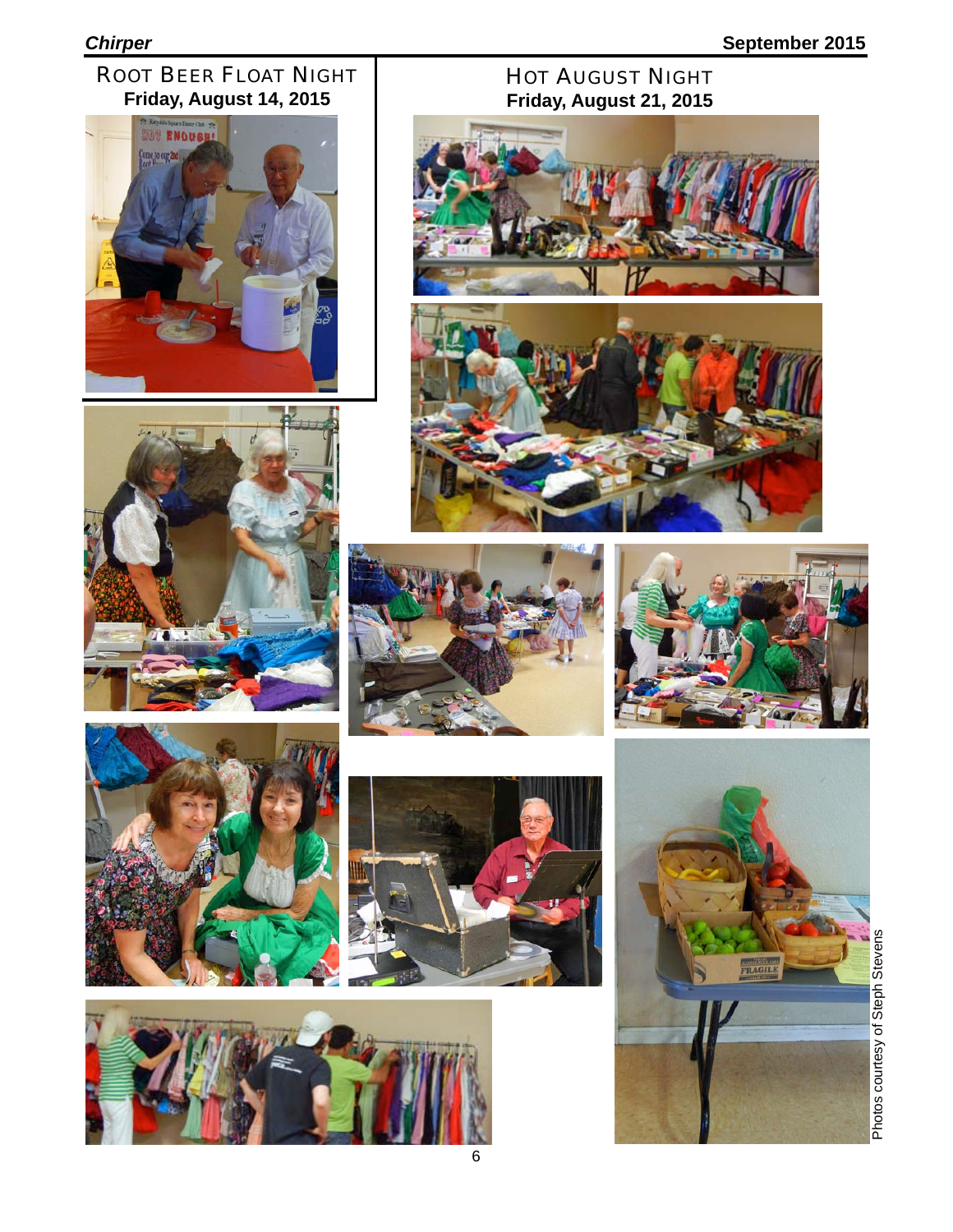## Root Beer Float Night

**Friday, August 14, 2015**

## Hot August Night

**Friday, August 21, 2015**

Photos courtesy of Steph Stevens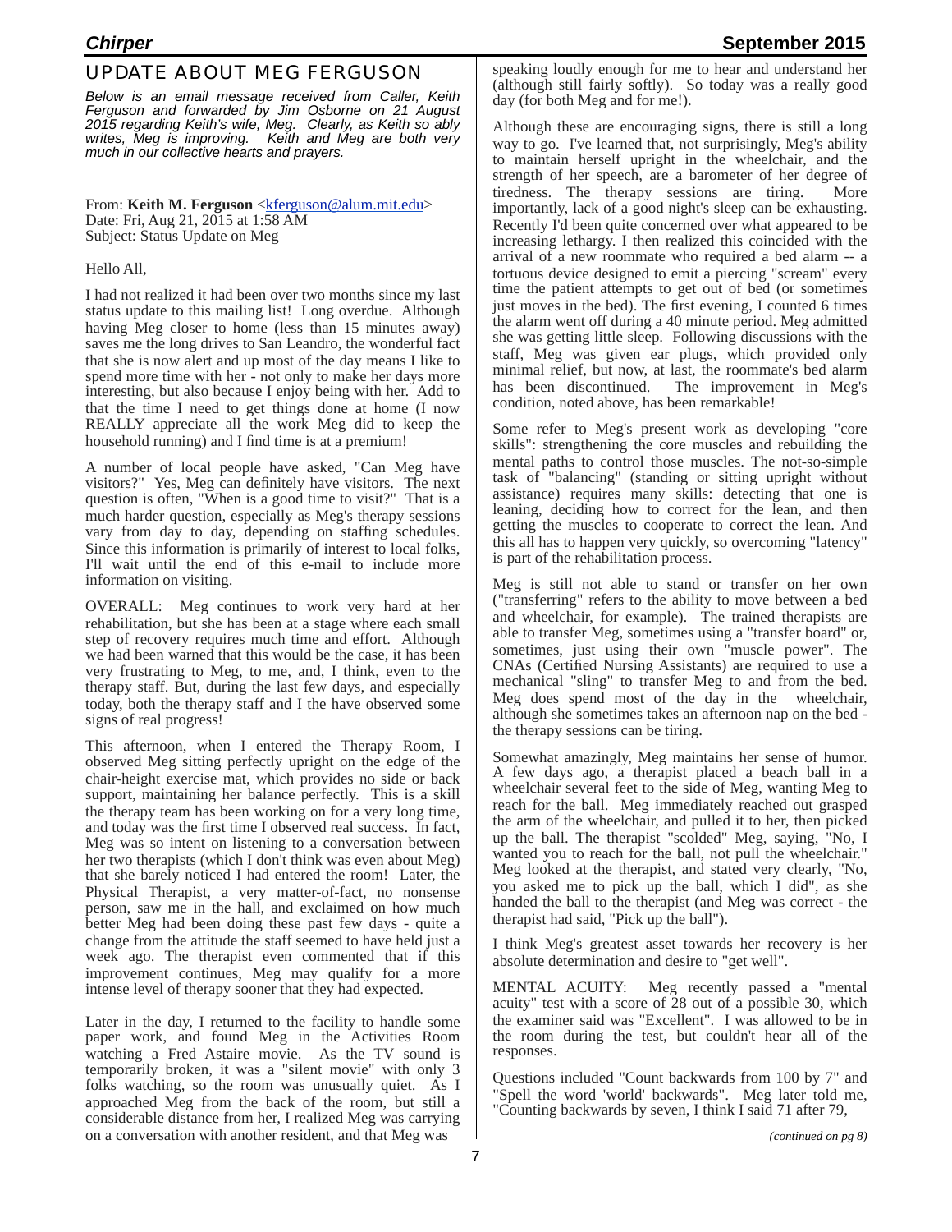## UPDATE ABOUT MEG FERGUSON

*Below is an email message received from Caller, Keith Ferguson and forwarded by Jim Osborne on 21 August 2015 regarding Keith's wife, Meg. Clearly, as Keith so ably writes, Meg is improving. Keith and Meg are both very much in our collective hearts and prayers.*

From: **Keith M. Ferguson** <kferguson@alum.mit.edu>
Date: Fri, Aug 21, 2015 at 1:58 AM
Subject: Status Update on Meg

Hello All,

I had not realized it had been over two months since my last status update to this mailing list! Long overdue. Although having Meg closer to home (less than 15 minutes away) saves me the long drives to San Leandro, the wonderful fact that she is now alert and up most of the day means I like to spend more time with her - not only to make her days more interesting, but also because I enjoy being with her. Add to that the time I need to get things done at home (I now REALLY appreciate all the work Meg did to keep the household running) and I find time is at a premium!

A number of local people have asked, "Can Meg have visitors?" Yes, Meg can definitely have visitors. The next question is often, "When is a good time to visit?" That is a much harder question, especially as Meg's therapy sessions vary from day to day, depending on staffing schedules. Since this information is primarily of interest to local folks, I'll wait until the end of this e-mail to include more information on visiting.

OVERALL: Meg continues to work very hard at her rehabilitation, but she has been at a stage where each small step of recovery requires much time and effort. Although we had been warned that this would be the case, it has been very frustrating to Meg, to me, and, I think, even to the therapy staff. But, during the last few days, and especially today, both the therapy staff and I the have observed some signs of real progress!

This afternoon, when I entered the Therapy Room, I observed Meg sitting perfectly upright on the edge of the chair-height exercise mat, which provides no side or back support, maintaining her balance perfectly. This is a skill the therapy team has been working on for a very long time, and today was the first time I observed real success. In fact, Meg was so intent on listening to a conversation between her two therapists (which I don't think was even about Meg) that she barely noticed I had entered the room! Later, the Physical Therapist, a very matter-of-fact, no nonsense person, saw me in the hall, and exclaimed on how much better Meg had been doing these past few days - quite a change from the attitude the staff seemed to have held just a week ago. The therapist even commented that if this improvement continues, Meg may qualify for a more intense level of therapy sooner that they had expected.

Later in the day, I returned to the facility to handle some paper work, and found Meg in the Activities Room watching a Fred Astaire movie. As the TV sound is temporarily broken, it was a "silent movie" with only 3 folks watching, so the room was unusually quiet. As I approached Meg from the back of the room, but still a considerable distance from her, I realized Meg was carrying on a conversation with another resident, and that Meg was speaking loudly enough for me to hear and understand her (although still fairly softly). So today was a really good day (for both Meg and for me!).

Although these are encouraging signs, there is still a long way to go. I've learned that, not surprisingly, Meg's ability to maintain herself upright in the wheelchair, and the strength of her speech, are a barometer of her degree of tiredness. The therapy sessions are tiring. More importantly, lack of a good night's sleep can be exhausting. Recently I'd been quite concerned over what appeared to be increasing lethargy. I then realized this coincided with the arrival of a new roommate who required a bed alarm -- a tortuous device designed to emit a piercing "scream" every time the patient attempts to get out of bed (or sometimes just moves in the bed). The first evening, I counted 6 times the alarm went off during a 40 minute period. Meg admitted she was getting little sleep. Following discussions with the staff, Meg was given ear plugs, which provided only minimal relief, but now, at last, the roommate's bed alarm has been discontinued. The improvement in Meg's condition, noted above, has been remarkable!

Some refer to Meg's present work as developing "core skills": strengthening the core muscles and rebuilding the mental paths to control those muscles. The not-so-simple task of "balancing" (standing or sitting upright without assistance) requires many skills: detecting that one is leaning, deciding how to correct for the lean, and then getting the muscles to cooperate to correct the lean. And this all has to happen very quickly, so overcoming "latency" is part of the rehabilitation process.

Meg is still not able to stand or transfer on her own ("transferring" refers to the ability to move between a bed and wheelchair, for example). The trained therapists are able to transfer Meg, sometimes using a "transfer board" or, sometimes, just using their own "muscle power". The CNAs (Certified Nursing Assistants) are required to use a mechanical "sling" to transfer Meg to and from the bed. Meg does spend most of the day in the wheelchair, although she sometimes takes an afternoon nap on the bed - the therapy sessions can be tiring.

Somewhat amazingly, Meg maintains her sense of humor. A few days ago, a therapist placed a beach ball in a wheelchair several feet to the side of Meg, wanting Meg to reach for the ball. Meg immediately reached out grasped the arm of the wheelchair, and pulled it to her, then picked up the ball. The therapist "scolded" Meg, saying, "No, I wanted you to reach for the ball, not pull the wheelchair." Meg looked at the therapist, and stated very clearly, "No, you asked me to pick up the ball, which I did", as she handed the ball to the therapist (and Meg was correct - the therapist had said, "Pick up the ball").

I think Meg's greatest asset towards her recovery is her absolute determination and desire to "get well".

MENTAL ACUITY: Meg recently passed a "mental acuity" test with a score of 28 out of a possible 30, which the examiner said was "Excellent". I was allowed to be in the room during the test, but couldn't hear all of the responses.

Questions included "Count backwards from 100 by 7" and "Spell the word 'world' backwards". Meg later told me, "Counting backwards by seven, I think I said 71 after 79,

*(continued on pg 8)*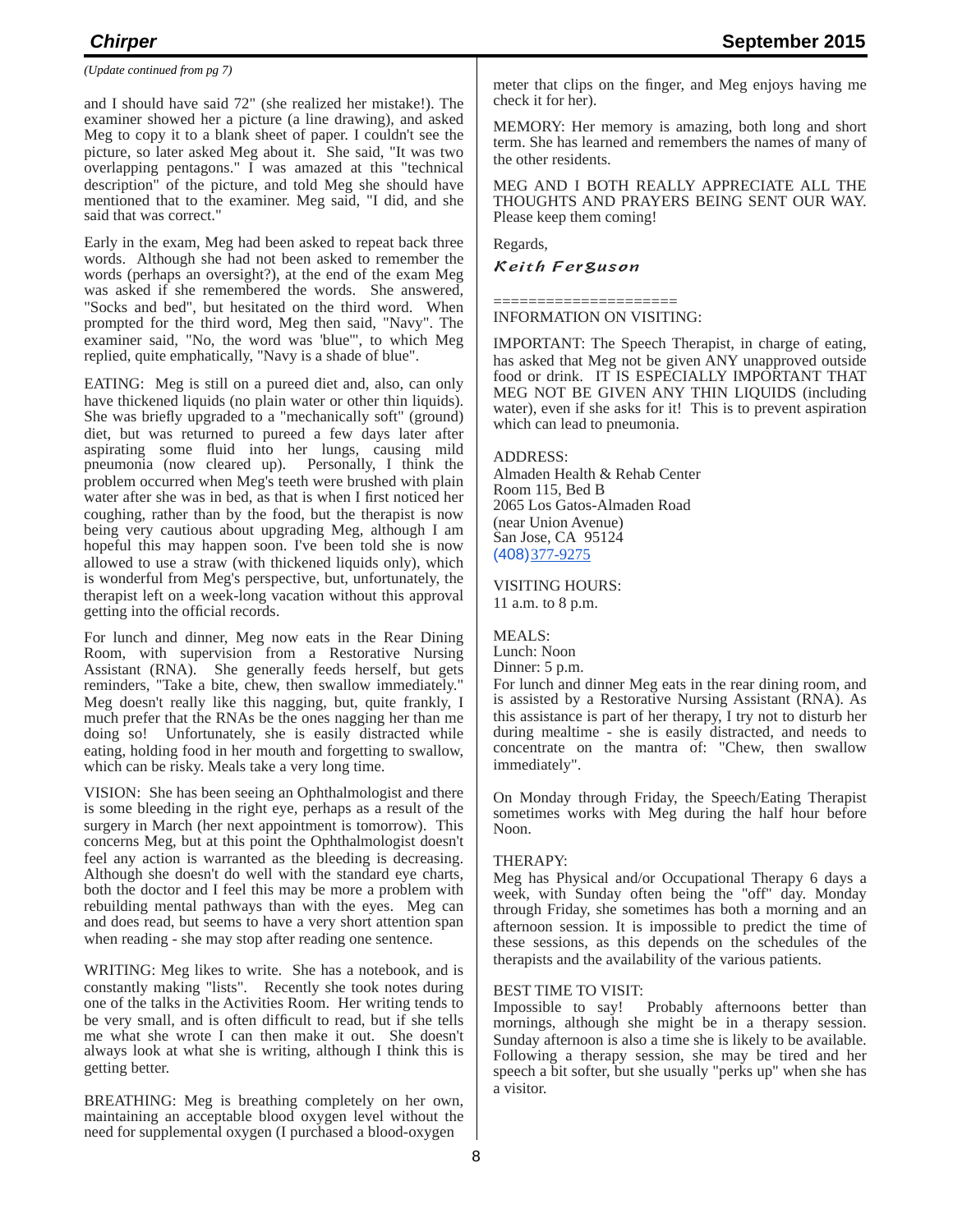*(Update continued from pg 7)*

and I should have said 72" (she realized her mistake!). The examiner showed her a picture (a line drawing), and asked Meg to copy it to a blank sheet of paper. I couldn't see the picture, so later asked Meg about it. She said, "It was two overlapping pentagons." I was amazed at this "technical description" of the picture, and told Meg she should have mentioned that to the examiner. Meg said, "I did, and she said that was correct."

Early in the exam, Meg had been asked to repeat back three words. Although she had not been asked to remember the words (perhaps an oversight?), at the end of the exam Meg was asked if she remembered the words. She answered, "Socks and bed", but hesitated on the third word. When prompted for the third word, Meg then said, "Navy". The examiner said, "No, the word was 'blue'", to which Meg replied, quite emphatically, "Navy is a shade of blue".

EATING: Meg is still on a pureed diet and, also, can only have thickened liquids (no plain water or other thin liquids). She was briefly upgraded to a "mechanically soft" (ground) diet, but was returned to pureed a few days later after aspirating some fluid into her lungs, causing mild pneumonia (now cleared up). Personally, I think the problem occurred when Meg's teeth were brushed with plain water after she was in bed, as that is when I first noticed her coughing, rather than by the food, but the therapist is now being very cautious about upgrading Meg, although I am hopeful this may happen soon. I've been told she is now allowed to use a straw (with thickened liquids only), which is wonderful from Meg's perspective, but, unfortunately, the therapist left on a week-long vacation without this approval getting into the official records.

For lunch and dinner, Meg now eats in the Rear Dining Room, with supervision from a Restorative Nursing Assistant (RNA). She generally feeds herself, but gets reminders, "Take a bite, chew, then swallow immediately." Meg doesn't really like this nagging, but, quite frankly, I much prefer that the RNAs be the ones nagging her than me doing so! Unfortunately, she is easily distracted while eating, holding food in her mouth and forgetting to swallow, which can be risky. Meals take a very long time.

VISION: She has been seeing an Ophthalmologist and there is some bleeding in the right eye, perhaps as a result of the surgery in March (her next appointment is tomorrow). This concerns Meg, but at this point the Ophthalmologist doesn't feel any action is warranted as the bleeding is decreasing. Although she doesn't do well with the standard eye charts, both the doctor and I feel this may be more a problem with rebuilding mental pathways than with the eyes. Meg can and does read, but seems to have a very short attention span when reading - she may stop after reading one sentence.

WRITING: Meg likes to write. She has a notebook, and is constantly making "lists". Recently she took notes during one of the talks in the Activities Room. Her writing tends to be very small, and is often difficult to read, but if she tells me what she wrote I can then make it out. She doesn't always look at what she is writing, although I think this is getting better.

BREATHING: Meg is breathing completely on her own, maintaining an acceptable blood oxygen level without the need for supplemental oxygen (I purchased a blood-oxygen meter that clips on the finger, and Meg enjoys having me check it for her).

MEMORY: Her memory is amazing, both long and short term. She has learned and remembers the names of many of the other residents.

MEG AND I BOTH REALLY APPRECIATE ALL THE THOUGHTS AND PRAYERS BEING SENT OUR WAY. Please keep them coming!

Regards,

*Keith Ferguson*

====================

INFORMATION ON VISITING:

IMPORTANT: The Speech Therapist, in charge of eating, has asked that Meg not be given ANY unapproved outside food or drink. IT IS ESPECIALLY IMPORTANT THAT MEG NOT BE GIVEN ANY THIN LIQUIDS (including water), even if she asks for it! This is to prevent aspiration which can lead to pneumonia.

ADDRESS:
Almaden Health & Rehab Center
Room 115, Bed B
2065 Los Gatos-Almaden Road
(near Union Avenue)
San Jose, CA 95124
(408)377-9275

VISITING HOURS:
11 a.m. to 8 p.m.

MEALS:
Lunch: Noon
Dinner: 5 p.m.
For lunch and dinner Meg eats in the rear dining room, and is assisted by a Restorative Nursing Assistant (RNA). As this assistance is part of her therapy, I try not to disturb her during mealtime - she is easily distracted, and needs to concentrate on the mantra of: "Chew, then swallow immediately".

On Monday through Friday, the Speech/Eating Therapist sometimes works with Meg during the half hour before Noon.

THERAPY:
Meg has Physical and/or Occupational Therapy 6 days a week, with Sunday often being the "off" day. Monday through Friday, she sometimes has both a morning and an afternoon session. It is impossible to predict the time of these sessions, as this depends on the schedules of the therapists and the availability of the various patients.

BEST TIME TO VISIT:
Impossible to say! Probably afternoons better than mornings, although she might be in a therapy session. Sunday afternoon is also a time she is likely to be available. Following a therapy session, she may be tired and her speech a bit softer, but she usually "perks up" when she has a visitor.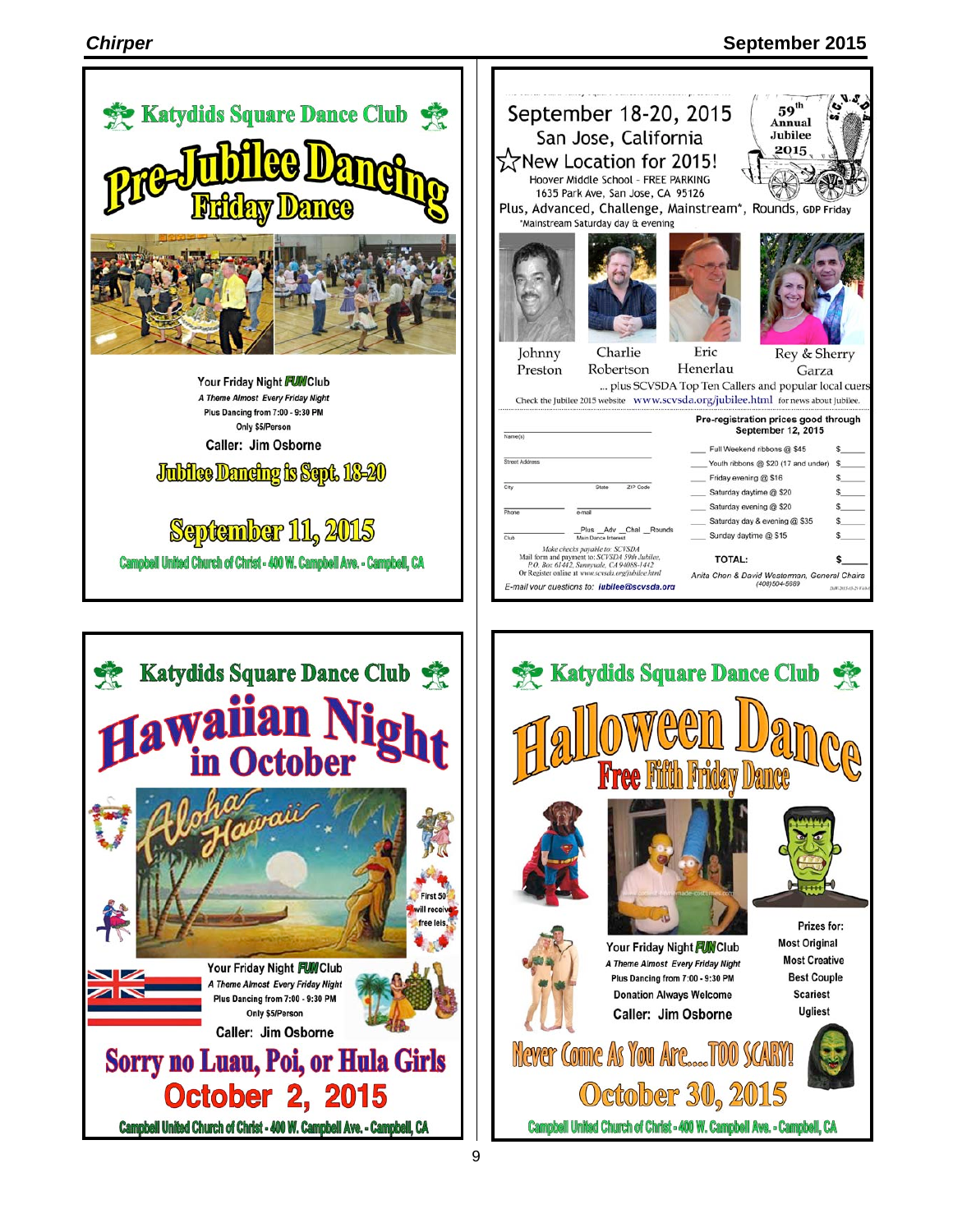## Katydids Square Dance Club

# Pre-Jubilee Dancing

## Friday Dance

Your Friday Night FUN Club

*A Theme Almost Every Friday Night*

Plus Dancing from 7:00 - 9:30 PM

Only $5/Person

**Caller: Jim Osborne**

**Jubilee Dancing is Sept. 18-20**

## September 11, 2015

Campbell United Church of Christ - 400 W. Campbell Ave. - Campbell, CA

---

## September 18-20, 2015

San Jose, California

☆New Location for 2015!

Hoover Middle School - FREE PARKING

1635 Park Ave, San Jose, CA 95126

Plus, Advanced, Challenge, Mainstream*, Rounds, GDP Friday

*Mainstream Saturday day & evening

59th Annual Jubilee 2015

S.C.V.S.D.A.

Johnny Preston — Charlie Robertson — Eric Henerlau — Rey & Sherry Garza

... plus SCVSDA Top Ten Callers and popular local cuers

Check the Jubilee 2015 website www.scvsda.org/jubilee.html for news about Jubilee.

Name(s) ______

Street Address ______

City ______ State ______ ZIP Code ______

Phone ______ e-mail ______

Club ______ \_Plus \_Adv \_Chal \_Rounds (Main Dance Interest)

*Make checks payable to: SCVSDA*
Mail form and payment to: SCVSDA 59th Jubilee, P.O. Box 61442, Sunnyvale, CA 94088-1442
Or Register online at www.scvsda.org/jubilee.html

**Pre-registration prices good through September 12, 2015**

| | |
|---|---|
| ___ Full Weekend ribbons @ $45 | $_____ |
| ___ Youth ribbons @ $20 (17 and under) | $_____ |
| ___ Friday evening @ $16 | $_____ |
| ___ Saturday daytime @ $20 | $_____ |
| ___ Saturday evening @ $20 | $_____ |
| ___ Saturday day & evening @ $35 | $_____ |
| ___ Sunday daytime @ $15 | $_____ |
| **TOTAL:** | **$_____** |

*Anita Chan & David Westerman, General Chairs* (408)504-5669

*E-mail your questions to:* **jubilee@scvsda.org**

---

## Katydids Square Dance Club

# Hawaiian Night in October

Aloha Hawaii

First 50 will receive free leis.

Your Friday Night FUN Club

*A Theme Almost Every Friday Night*

Plus Dancing from 7:00 - 9:30 PM

Only $5/Person

**Caller: Jim Osborne**

**Sorry no Luau, Poi, or Hula Girls**

## October 2, 2015

Campbell United Church of Christ - 400 W. Campbell Ave. - Campbell, CA

---

## Katydids Square Dance Club

# Halloween Dance

## Free Fifth Friday Dance

Your Friday Night FUN Club

*A Theme Almost Every Friday Night*

Plus Dancing from 7:00 - 9:30 PM

Donation Always Welcome

**Caller: Jim Osborne**

Prizes for:

- Most Original
- Most Creative
- Best Couple
- Scariest
- Ugliest

**Never Come As You Are....TOO SCARY!**

## October 30, 2015

Campbell United Church of Christ - 400 W. Campbell Ave. - Campbell, CA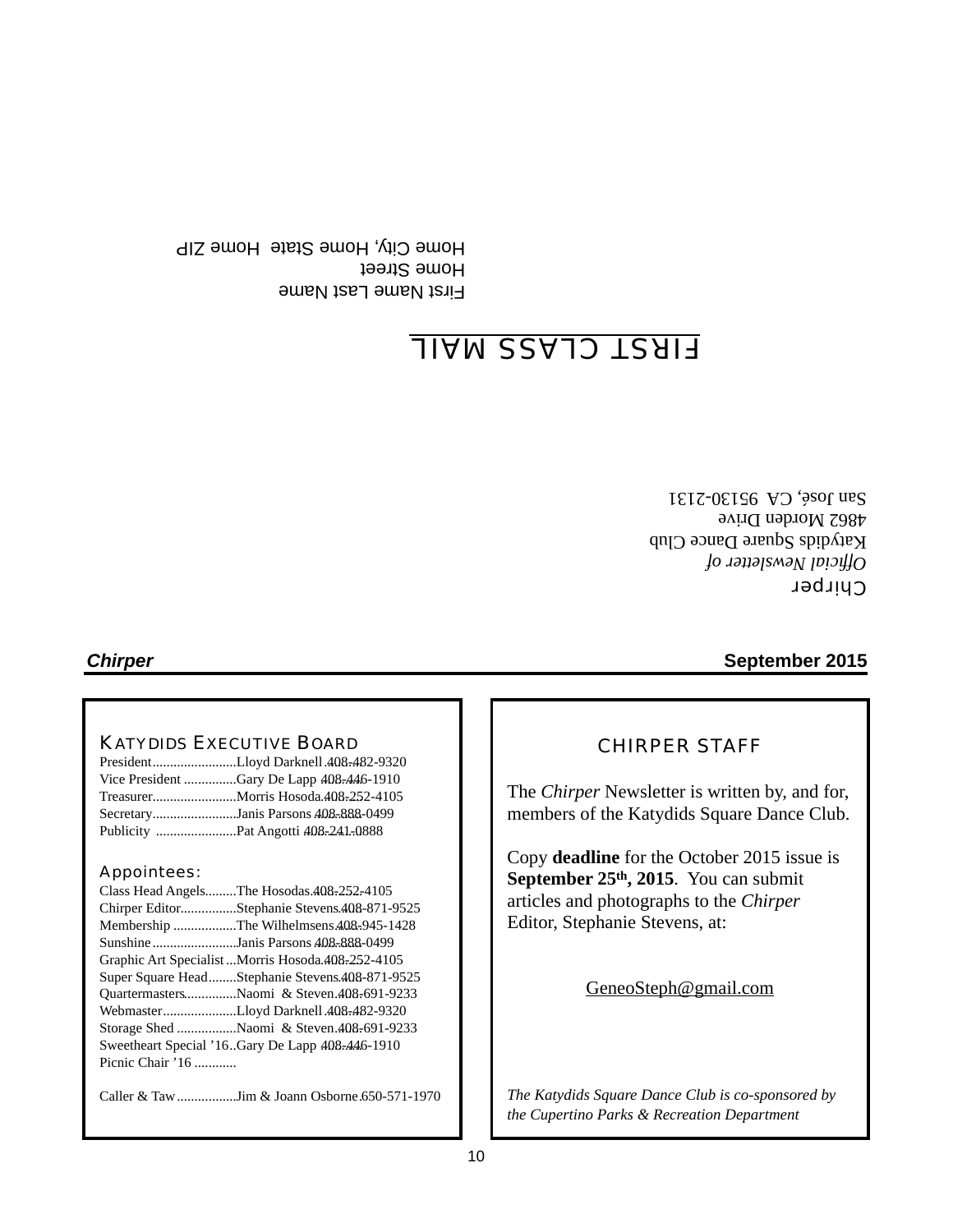FIRST CLASS MAIL

First Name Last Name
Home Street
Home City, Home State Home ZIP

Chirper
*Official Newsletter of*
Katydids Square Dance Club
4862 Morden Drive
San José, CA 95130-2131

**Chirper** **September 2015**

## KATYDIDS EXECUTIVE BOARD

President........................Lloyd Darknell 408-482-9320
Vice President ...............Gary De Lapp 408-446-1910
Treasurer........................Morris Hosoda 408-252-4105
Secretary........................Janis Parsons 408-888-0499
Publicity .......................Pat Angotti 408-241-0888

## Appointees:

Class Head Angels.........The Hosodas 408-252-4105
Chirper Editor................Stephanie Stevens 408-871-9525
Membership ..................The Wilhelmsens 408-945-1428
Sunshine ........................Janis Parsons 408-888-0499
Graphic Art Specialist ...Morris Hosoda 408-252-4105
Super Square Head........Stephanie Stevens 408-871-9525
Quartermasters...............Naomi & Steven 408-691-9233
Webmaster.....................Lloyd Darknell 408-482-9320
Storage Shed .................Naomi & Steven 408-691-9233
Sweetheart Special '16..Gary De Lapp 408-446-1910
Picnic Chair '16 ............

Caller & Taw.................Jim & Joann Osborne 650-571-1970

## CHIRPER STAFF

The *Chirper* Newsletter is written by, and for, members of the Katydids Square Dance Club.

Copy **deadline** for the October 2015 issue is **September 25th, 2015**. You can submit articles and photographs to the *Chirper* Editor, Stephanie Stevens, at:

GeneoSteph@gmail.com

*The Katydids Square Dance Club is co-sponsored by the Cupertino Parks & Recreation Department*